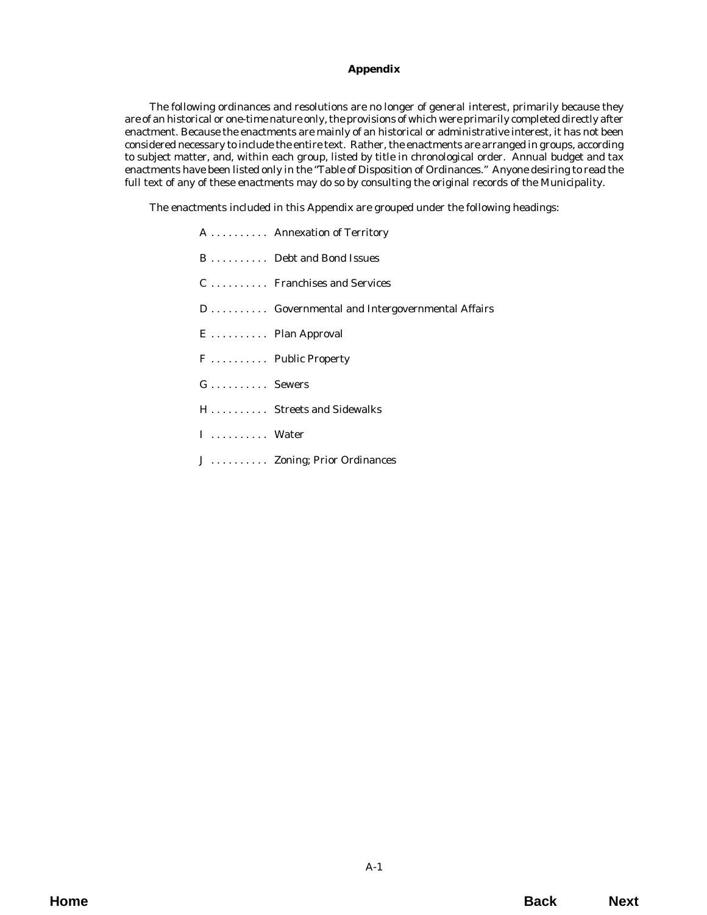# Appendix

The following ordinances and resolutions are no longer of general interest, primarily because they are of an historical or one-time nature only, the provisions of which were primarily completed directly after enactment. Because the enactments are mainly of an historical or administrative interest, it has not been considered necessary to include the entire text. Rather, the enactments are arranged in groups, according to subject matter, and, within each group, listed by title in chronological order. Annual budget and tax enactments have been listed only in the "Table of Disposition of Ordinances." Anyone desiring to read the full text of any of these enactments may do so by consulting the original records of the Municipality.

The enactments included in this Appendix are grouped under the following headings:

A . . . . . . . . . . Annexation of Territory

B . . . . . . . . . . Debt and Bond Issues

C . . . . . . . . . . Franchises and Services

D . . . . . . . . . . Governmental and Intergovernmental Affairs

E . . . . . . . . . . Plan Approval

F . . . . . . . . . . Public Property

G . . . . . . . . . . Sewers

H . . . . . . . . . . Streets and Sidewalks

I . . . . . . . . . . Water

J . . . . . . . . . . Zoning; Prior Ordinances

Home Back Next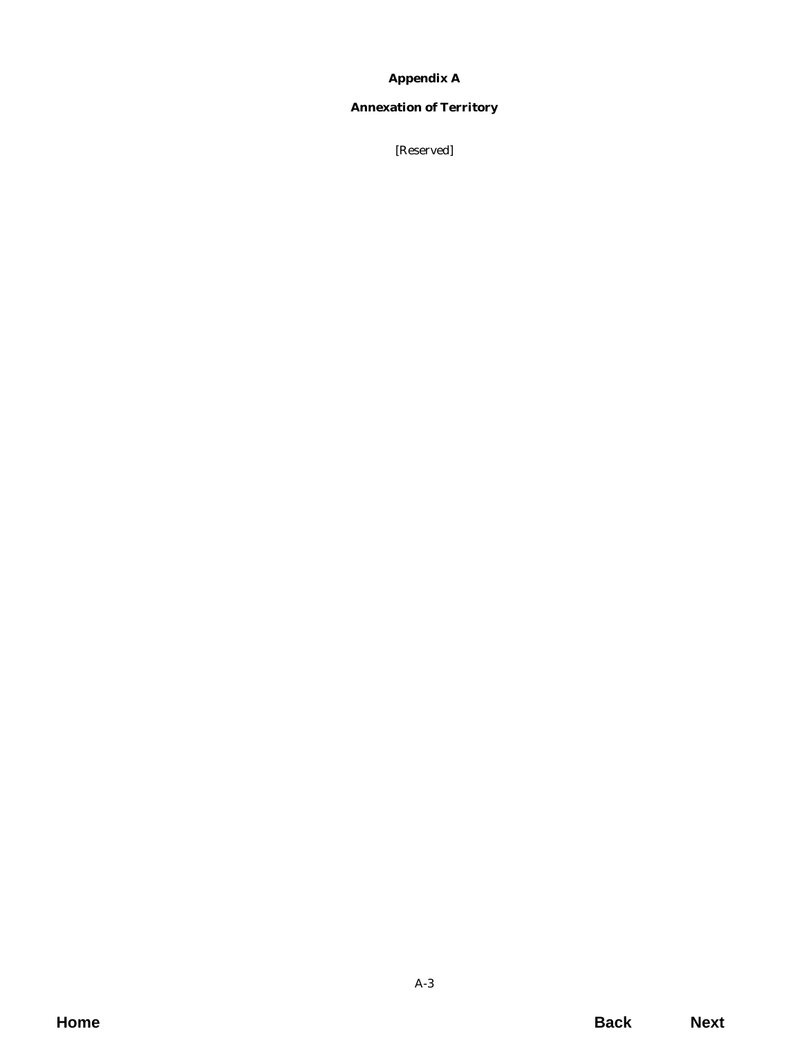# Appendix A

## Annexation of Territory

*[Reserved]*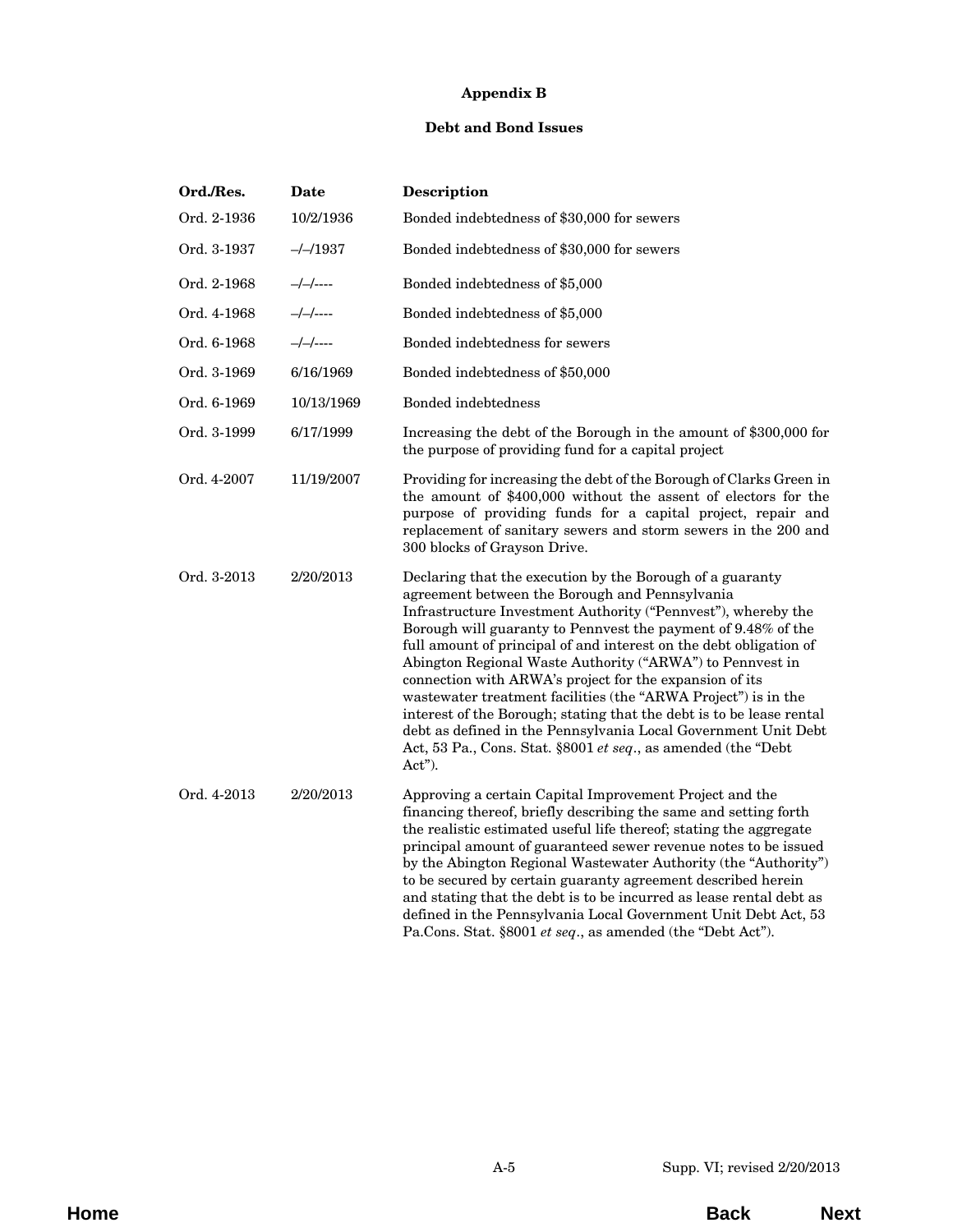**Appendix B**

**Debt and Bond Issues**

| Ord./Res. | Date | Description |
|---|---|---|
| Ord. 2-1936 | 10/2/1936 | Bonded indebtedness of $30,000 for sewers |
| Ord. 3-1937 | –/–/1937 | Bonded indebtedness of $30,000 for sewers |
| Ord. 2-1968 | –/–/---- | Bonded indebtedness of $5,000 |
| Ord. 4-1968 | –/–/---- | Bonded indebtedness of $5,000 |
| Ord. 6-1968 | –/–/---- | Bonded indebtedness for sewers |
| Ord. 3-1969 | 6/16/1969 | Bonded indebtedness of $50,000 |
| Ord. 6-1969 | 10/13/1969 | Bonded indebtedness |
| Ord. 3-1999 | 6/17/1999 | Increasing the debt of the Borough in the amount of $300,000 for the purpose of providing fund for a capital project |
| Ord. 4-2007 | 11/19/2007 | Providing for increasing the debt of the Borough of Clarks Green in the amount of $400,000 without the assent of electors for the purpose of providing funds for a capital project, repair and replacement of sanitary sewers and storm sewers in the 200 and 300 blocks of Grayson Drive. |
| Ord. 3-2013 | 2/20/2013 | Declaring that the execution by the Borough of a guaranty agreement between the Borough and Pennsylvania Infrastructure Investment Authority ("Pennvest"), whereby the Borough will guaranty to Pennvest the payment of 9.48% of the full amount of principal of and interest on the debt obligation of Abington Regional Waste Authority ("ARWA") to Pennvest in connection with ARWA's project for the expansion of its wastewater treatment facilities (the "ARWA Project") is in the interest of the Borough; stating that the debt is to be lease rental debt as defined in the Pennsylvania Local Government Unit Debt Act, 53 Pa., Cons. Stat. §8001 *et seq*., as amended (the "Debt Act"). |
| Ord. 4-2013 | 2/20/2013 | Approving a certain Capital Improvement Project and the financing thereof, briefly describing the same and setting forth the realistic estimated useful life thereof; stating the aggregate principal amount of guaranteed sewer revenue notes to be issued by the Abington Regional Wastewater Authority (the "Authority") to be secured by certain guaranty agreement described herein and stating that the debt is to be incurred as lease rental debt as defined in the Pennsylvania Local Government Unit Debt Act, 53 Pa.Cons. Stat. §8001 *et seq*., as amended (the "Debt Act"). |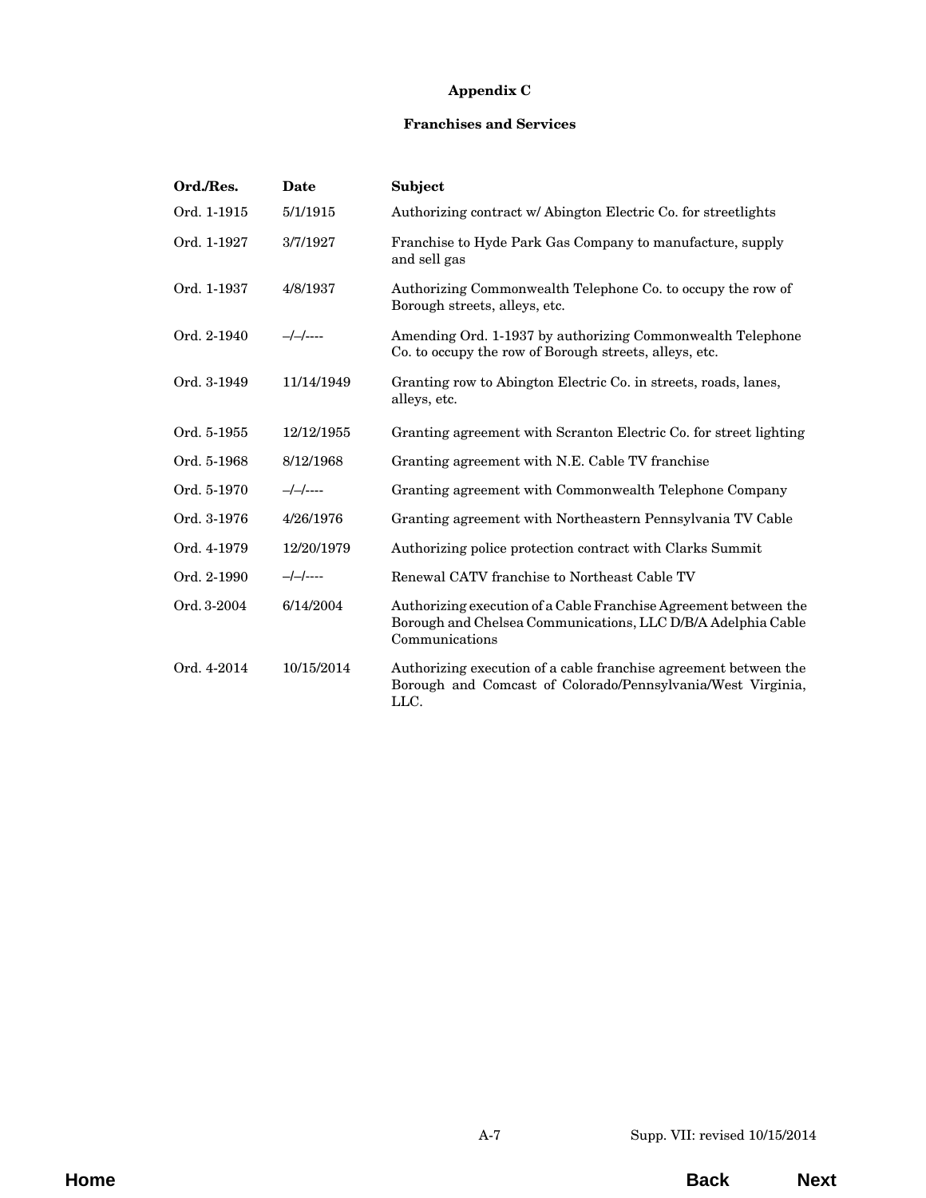## Appendix C

### Franchises and Services

| Ord./Res. | Date | Subject |
|---|---|---|
| Ord. 1-1915 | 5/1/1915 | Authorizing contract w/ Abington Electric Co. for streetlights |
| Ord. 1-1927 | 3/7/1927 | Franchise to Hyde Park Gas Company to manufacture, supply and sell gas |
| Ord. 1-1937 | 4/8/1937 | Authorizing Commonwealth Telephone Co. to occupy the row of Borough streets, alleys, etc. |
| Ord. 2-1940 | –/–/---- | Amending Ord. 1-1937 by authorizing Commonwealth Telephone Co. to occupy the row of Borough streets, alleys, etc. |
| Ord. 3-1949 | 11/14/1949 | Granting row to Abington Electric Co. in streets, roads, lanes, alleys, etc. |
| Ord. 5-1955 | 12/12/1955 | Granting agreement with Scranton Electric Co. for street lighting |
| Ord. 5-1968 | 8/12/1968 | Granting agreement with N.E. Cable TV franchise |
| Ord. 5-1970 | –/–/---- | Granting agreement with Commonwealth Telephone Company |
| Ord. 3-1976 | 4/26/1976 | Granting agreement with Northeastern Pennsylvania TV Cable |
| Ord. 4-1979 | 12/20/1979 | Authorizing police protection contract with Clarks Summit |
| Ord. 2-1990 | –/–/---- | Renewal CATV franchise to Northeast Cable TV |
| Ord. 3-2004 | 6/14/2004 | Authorizing execution of a Cable Franchise Agreement between the Borough and Chelsea Communications, LLC D/B/A Adelphia Cable Communications |
| Ord. 4-2014 | 10/15/2014 | Authorizing execution of a cable franchise agreement between the Borough and Comcast of Colorado/Pennsylvania/West Virginia, LLC. |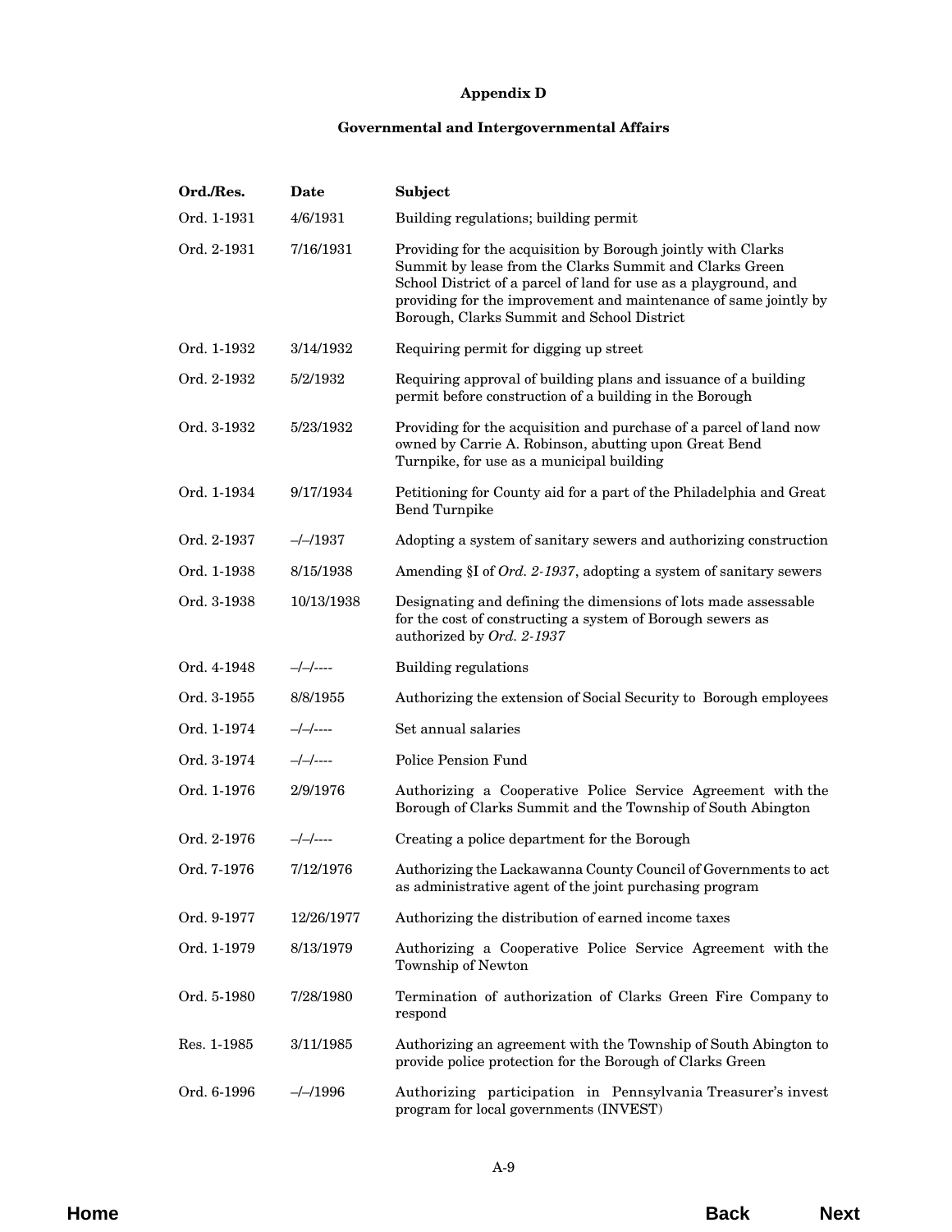# Appendix D

## Governmental and Intergovernmental Affairs

| Ord./Res. | Date | Subject |
|---|---|---|
| Ord. 1-1931 | 4/6/1931 | Building regulations; building permit |
| Ord. 2-1931 | 7/16/1931 | Providing for the acquisition by Borough jointly with Clarks Summit by lease from the Clarks Summit and Clarks Green School District of a parcel of land for use as a playground, and providing for the improvement and maintenance of same jointly by Borough, Clarks Summit and School District |
| Ord. 1-1932 | 3/14/1932 | Requiring permit for digging up street |
| Ord. 2-1932 | 5/2/1932 | Requiring approval of building plans and issuance of a building permit before construction of a building in the Borough |
| Ord. 3-1932 | 5/23/1932 | Providing for the acquisition and purchase of a parcel of land now owned by Carrie A. Robinson, abutting upon Great Bend Turnpike, for use as a municipal building |
| Ord. 1-1934 | 9/17/1934 | Petitioning for County aid for a part of the Philadelphia and Great Bend Turnpike |
| Ord. 2-1937 | –/–/1937 | Adopting a system of sanitary sewers and authorizing construction |
| Ord. 1-1938 | 8/15/1938 | Amending §I of *Ord. 2-1937*, adopting a system of sanitary sewers |
| Ord. 3-1938 | 10/13/1938 | Designating and defining the dimensions of lots made assessable for the cost of constructing a system of Borough sewers as authorized by *Ord. 2-1937* |
| Ord. 4-1948 | –/–/---- | Building regulations |
| Ord. 3-1955 | 8/8/1955 | Authorizing the extension of Social Security to Borough employees |
| Ord. 1-1974 | –/–/---- | Set annual salaries |
| Ord. 3-1974 | –/–/---- | Police Pension Fund |
| Ord. 1-1976 | 2/9/1976 | Authorizing a Cooperative Police Service Agreement with the Borough of Clarks Summit and the Township of South Abington |
| Ord. 2-1976 | –/–/---- | Creating a police department for the Borough |
| Ord. 7-1976 | 7/12/1976 | Authorizing the Lackawanna County Council of Governments to act as administrative agent of the joint purchasing program |
| Ord. 9-1977 | 12/26/1977 | Authorizing the distribution of earned income taxes |
| Ord. 1-1979 | 8/13/1979 | Authorizing a Cooperative Police Service Agreement with the Township of Newton |
| Ord. 5-1980 | 7/28/1980 | Termination of authorization of Clarks Green Fire Company to respond |
| Res. 1-1985 | 3/11/1985 | Authorizing an agreement with the Township of South Abington to provide police protection for the Borough of Clarks Green |
| Ord. 6-1996 | –/–/1996 | Authorizing participation in Pennsylvania Treasurer's invest program for local governments (INVEST) |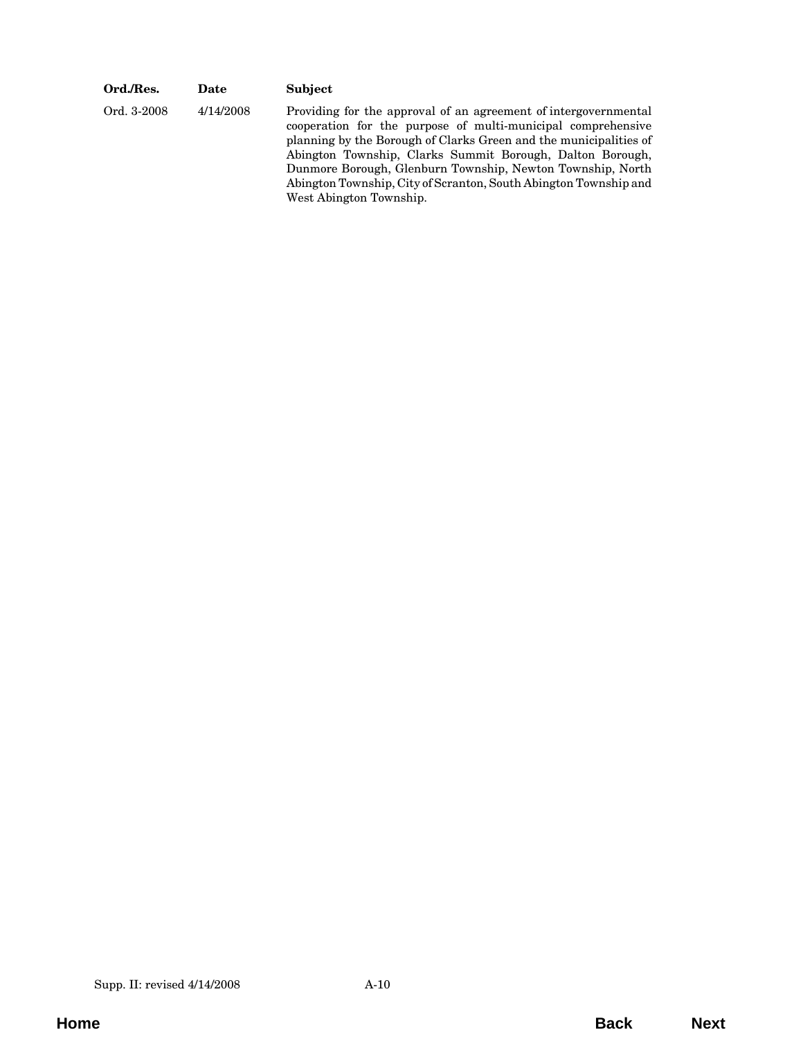| Ord./Res. | Date | Subject |
|---|---|---|
| Ord. 3-2008 | 4/14/2008 | Providing for the approval of an agreement of intergovernmental cooperation for the purpose of multi-municipal comprehensive planning by the Borough of Clarks Green and the municipalities of Abington Township, Clarks Summit Borough, Dalton Borough, Dunmore Borough, Glenburn Township, Newton Township, North Abington Township, City of Scranton, South Abington Township and West Abington Township. |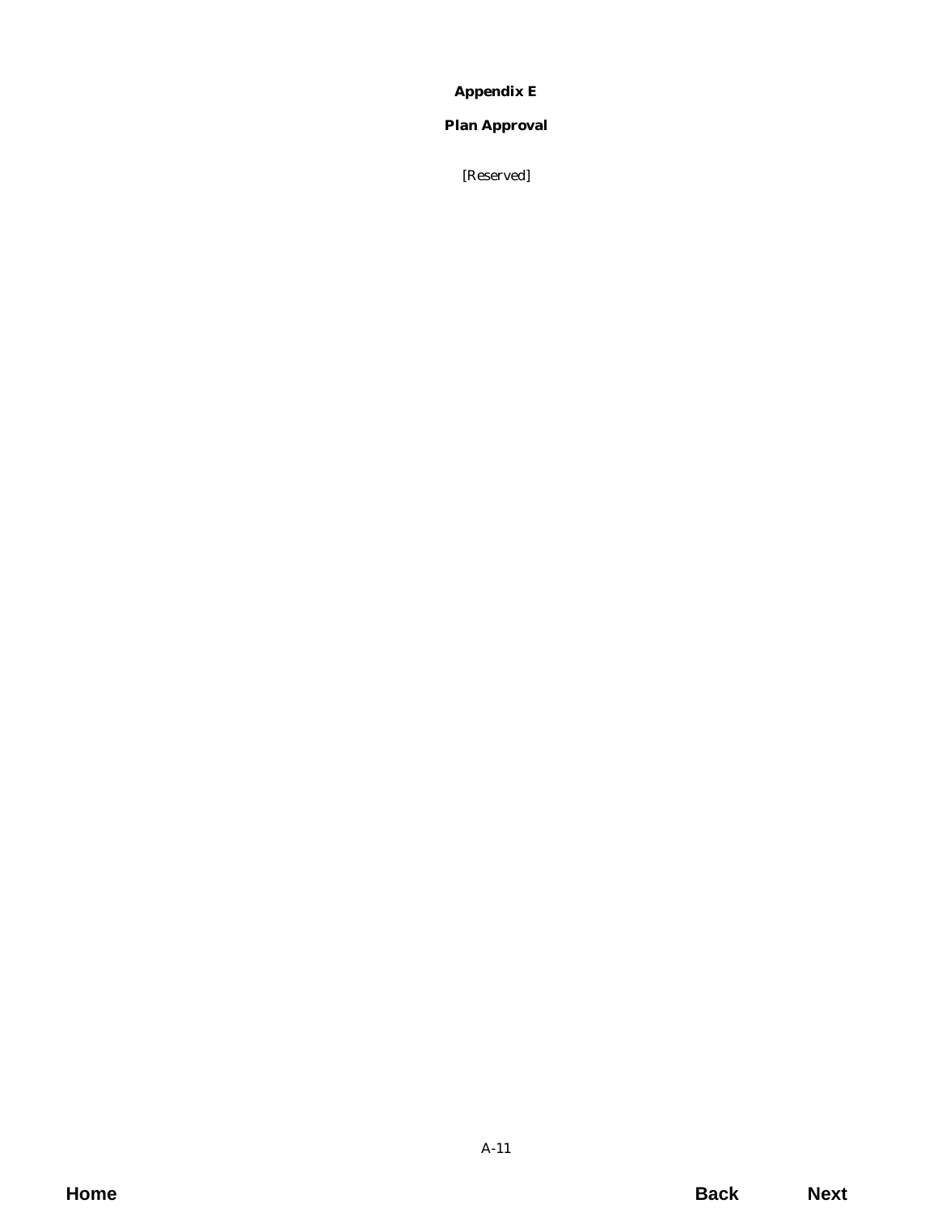# Appendix E

## Plan Approval

*[Reserved]*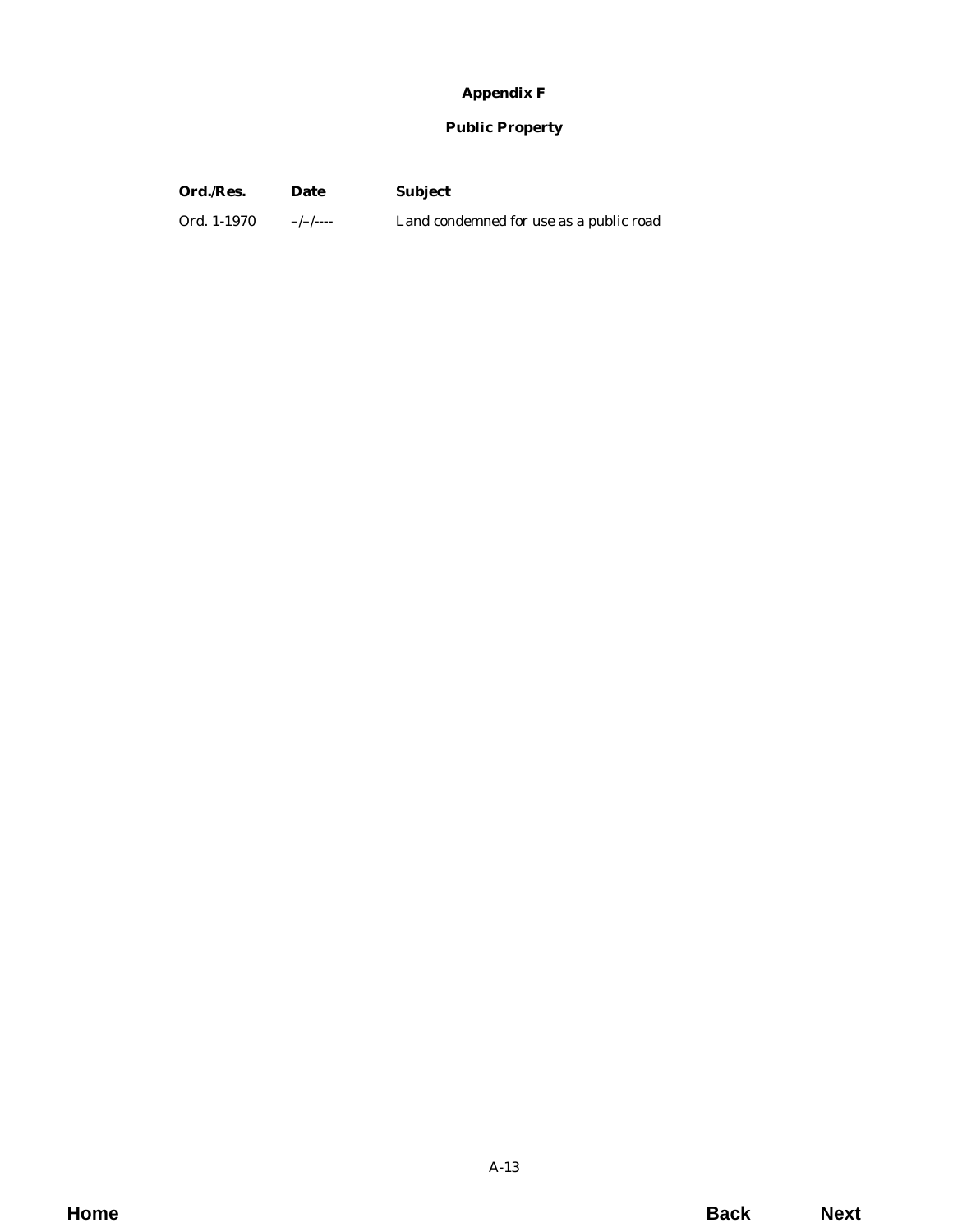# Appendix F

## Public Property

| Ord./Res. | Date | Subject |
|---|---|---|
| Ord. 1-1970 | –/–/---- | Land condemned for use as a public road |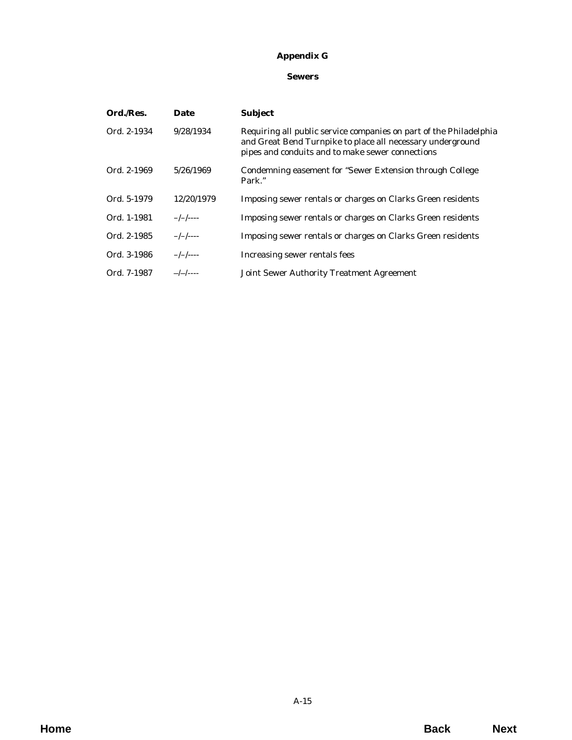# Appendix G

## Sewers

| Ord./Res. | Date | Subject |
|---|---|---|
| Ord. 2-1934 | 9/28/1934 | Requiring all public service companies on part of the Philadelphia and Great Bend Turnpike to place all necessary underground pipes and conduits and to make sewer connections |
| Ord. 2-1969 | 5/26/1969 | Condemning easement for "Sewer Extension through College Park." |
| Ord. 5-1979 | 12/20/1979 | Imposing sewer rentals or charges on Clarks Green residents |
| Ord. 1-1981 | –/–/---- | Imposing sewer rentals or charges on Clarks Green residents |
| Ord. 2-1985 | –/–/---- | Imposing sewer rentals or charges on Clarks Green residents |
| Ord. 3-1986 | –/–/---- | Increasing sewer rentals fees |
| Ord. 7-1987 | –/–/---- | Joint Sewer Authority Treatment Agreement |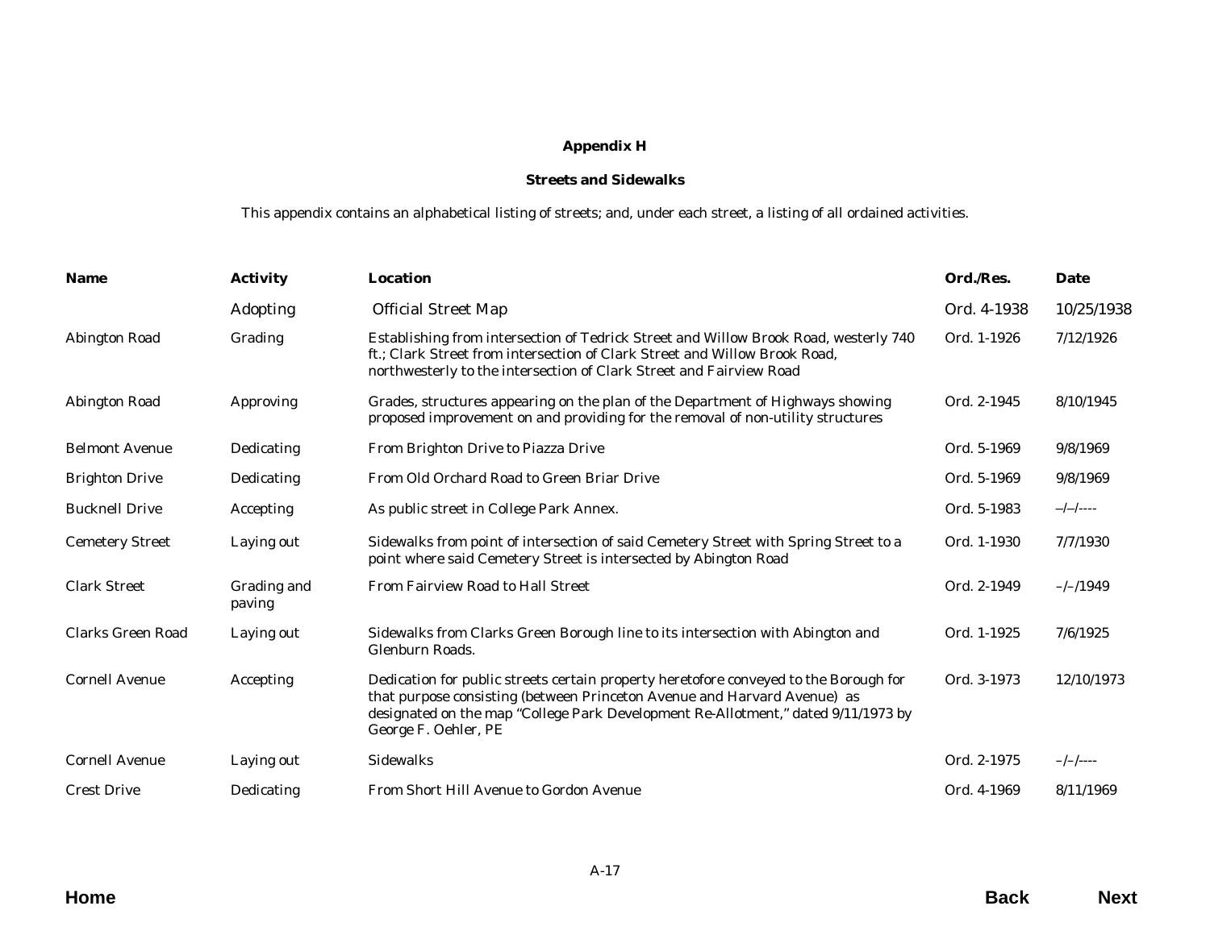**Appendix H**

**Streets and Sidewalks**

This appendix contains an alphabetical listing of streets; and, under each street, a listing of all ordained activities.

| Name | Activity | Location | Ord./Res. | Date |
|---|---|---|---|---|
| | Adopting | Official Street Map | Ord. 4-1938 | 10/25/1938 |
| Abington Road | Grading | Establishing from intersection of Tedrick Street and Willow Brook Road, westerly 740 ft.; Clark Street from intersection of Clark Street and Willow Brook Road, northwesterly to the intersection of Clark Street and Fairview Road | Ord. 1-1926 | 7/12/1926 |
| Abington Road | Approving | Grades, structures appearing on the plan of the Department of Highways showing proposed improvement on and providing for the removal of non-utility structures | Ord. 2-1945 | 8/10/1945 |
| Belmont Avenue | Dedicating | From Brighton Drive to Piazza Drive | Ord. 5-1969 | 9/8/1969 |
| Brighton Drive | Dedicating | From Old Orchard Road to Green Briar Drive | Ord. 5-1969 | 9/8/1969 |
| Bucknell Drive | Accepting | As public street in College Park Annex. | Ord. 5-1983 | –/–/---- |
| Cemetery Street | Laying out | Sidewalks from point of intersection of said Cemetery Street with Spring Street to a point where said Cemetery Street is intersected by Abington Road | Ord. 1-1930 | 7/7/1930 |
| Clark Street | Grading and paving | From Fairview Road to Hall Street | Ord. 2-1949 | –/–/1949 |
| Clarks Green Road | Laying out | Sidewalks from Clarks Green Borough line to its intersection with Abington and Glenburn Roads. | Ord. 1-1925 | 7/6/1925 |
| Cornell Avenue | Accepting | Dedication for public streets certain property heretofore conveyed to the Borough for that purpose consisting (between Princeton Avenue and Harvard Avenue) as designated on the map "College Park Development Re-Allotment," dated 9/11/1973 by George F. Oehler, PE | Ord. 3-1973 | 12/10/1973 |
| Cornell Avenue | Laying out | Sidewalks | Ord. 2-1975 | –/–/---- |
| Crest Drive | Dedicating | From Short Hill Avenue to Gordon Avenue | Ord. 4-1969 | 8/11/1969 |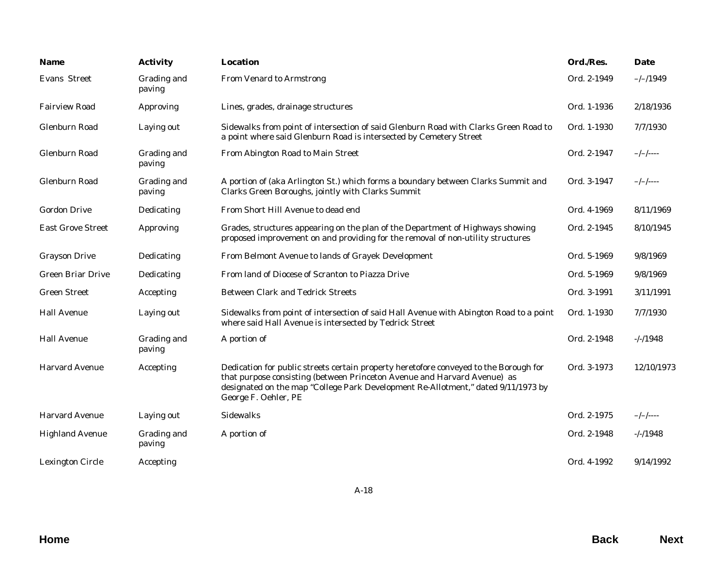| Name | Activity | Location | Ord./Res. | Date |
| --- | --- | --- | --- | --- |
| Evans Street | Grading and paving | From Venard to Armstrong | Ord. 2-1949 | –/–/1949 |
| Fairview Road | Approving | Lines, grades, drainage structures | Ord. 1-1936 | 2/18/1936 |
| Glenburn Road | Laying out | Sidewalks from point of intersection of said Glenburn Road with Clarks Green Road to a point where said Glenburn Road is intersected by Cemetery Street | Ord. 1-1930 | 7/7/1930 |
| Glenburn Road | Grading and paving | From Abington Road to Main Street | Ord. 2-1947 | –/–/---- |
| Glenburn Road | Grading and paving | A portion of (aka Arlington St.) which forms a boundary between Clarks Summit and Clarks Green Boroughs, jointly with Clarks Summit | Ord. 3-1947 | –/–/---- |
| Gordon Drive | Dedicating | From Short Hill Avenue to dead end | Ord. 4-1969 | 8/11/1969 |
| East Grove Street | Approving | Grades, structures appearing on the plan of the Department of Highways showing proposed improvement on and providing for the removal of non-utility structures | Ord. 2-1945 | 8/10/1945 |
| Grayson Drive | Dedicating | From Belmont Avenue to lands of Grayek Development | Ord. 5-1969 | 9/8/1969 |
| Green Briar Drive | Dedicating | From land of Diocese of Scranton to Piazza Drive | Ord. 5-1969 | 9/8/1969 |
| Green Street | Accepting | Between Clark and Tedrick Streets | Ord. 3-1991 | 3/11/1991 |
| Hall Avenue | Laying out | Sidewalks from point of intersection of said Hall Avenue with Abington Road to a point where said Hall Avenue is intersected by Tedrick Street | Ord. 1-1930 | 7/7/1930 |
| Hall Avenue | Grading and paving | A portion of | Ord. 2-1948 | -/-/1948 |
| Harvard Avenue | Accepting | Dedication for public streets certain property heretofore conveyed to the Borough for that purpose consisting (between Princeton Avenue and Harvard Avenue) as designated on the map "College Park Development Re-Allotment," dated 9/11/1973 by George F. Oehler, PE | Ord. 3-1973 | 12/10/1973 |
| Harvard Avenue | Laying out | Sidewalks | Ord. 2-1975 | –/–/---- |
| Highland Avenue | Grading and paving | A portion of | Ord. 2-1948 | -/-/1948 |
| Lexington Circle | Accepting | | Ord. 4-1992 | 9/14/1992 |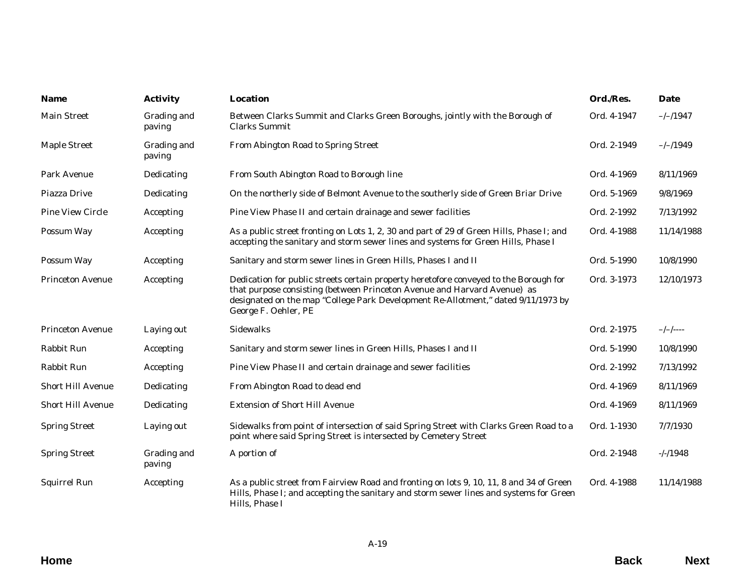| Name | Activity | Location | Ord./Res. | Date |
|---|---|---|---|---|
| Main Street | Grading and paving | Between Clarks Summit and Clarks Green Boroughs, jointly with the Borough of Clarks Summit | Ord. 4-1947 | –/–/1947 |
| Maple Street | Grading and paving | From Abington Road to Spring Street | Ord. 2-1949 | –/–/1949 |
| Park Avenue | Dedicating | From South Abington Road to Borough line | Ord. 4-1969 | 8/11/1969 |
| Piazza Drive | Dedicating | On the northerly side of Belmont Avenue to the southerly side of Green Briar Drive | Ord. 5-1969 | 9/8/1969 |
| Pine View Circle | Accepting | Pine View Phase II and certain drainage and sewer facilities | Ord. 2-1992 | 7/13/1992 |
| Possum Way | Accepting | As a public street fronting on Lots 1, 2, 30 and part of 29 of Green Hills, Phase I; and accepting the sanitary and storm sewer lines and systems for Green Hills, Phase I | Ord. 4-1988 | 11/14/1988 |
| Possum Way | Accepting | Sanitary and storm sewer lines in Green Hills, Phases I and II | Ord. 5-1990 | 10/8/1990 |
| Princeton Avenue | Accepting | Dedication for public streets certain property heretofore conveyed to the Borough for that purpose consisting (between Princeton Avenue and Harvard Avenue) as designated on the map "College Park Development Re-Allotment," dated 9/11/1973 by George F. Oehler, PE | Ord. 3-1973 | 12/10/1973 |
| Princeton Avenue | Laying out | Sidewalks | Ord. 2-1975 | –/–/---- |
| Rabbit Run | Accepting | Sanitary and storm sewer lines in Green Hills, Phases I and II | Ord. 5-1990 | 10/8/1990 |
| Rabbit Run | Accepting | Pine View Phase II and certain drainage and sewer facilities | Ord. 2-1992 | 7/13/1992 |
| Short Hill Avenue | Dedicating | From Abington Road to dead end | Ord. 4-1969 | 8/11/1969 |
| Short Hill Avenue | Dedicating | Extension of Short Hill Avenue | Ord. 4-1969 | 8/11/1969 |
| Spring Street | Laying out | Sidewalks from point of intersection of said Spring Street with Clarks Green Road to a point where said Spring Street is intersected by Cemetery Street | Ord. 1-1930 | 7/7/1930 |
| Spring Street | Grading and paving | A portion of | Ord. 2-1948 | -/-/1948 |
| Squirrel Run | Accepting | As a public street from Fairview Road and fronting on lots 9, 10, 11, 8 and 34 of Green Hills, Phase I; and accepting the sanitary and storm sewer lines and systems for Green Hills, Phase I | Ord. 4-1988 | 11/14/1988 |

Home Back Next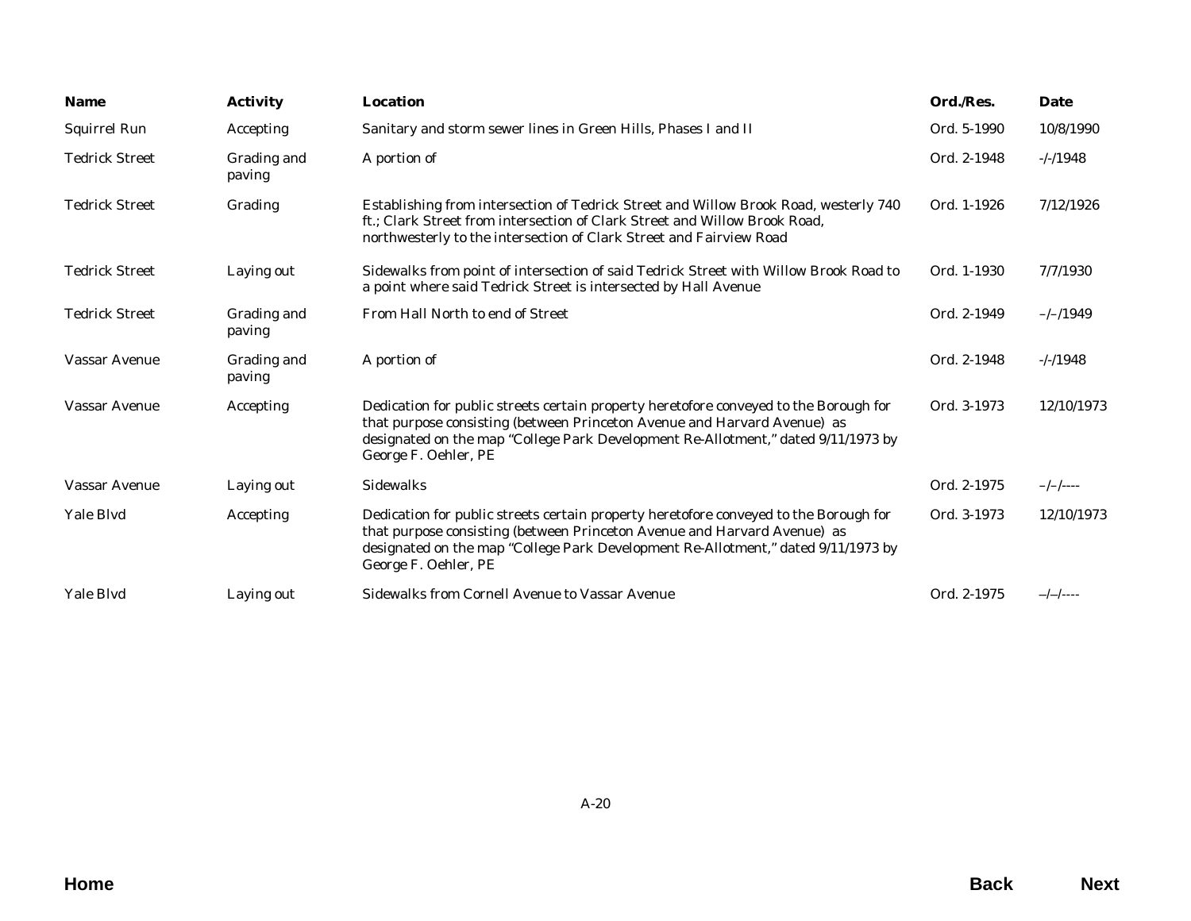| Name | Activity | Location | Ord./Res. | Date |
|---|---|---|---|---|
| Squirrel Run | Accepting | Sanitary and storm sewer lines in Green Hills, Phases I and II | Ord. 5-1990 | 10/8/1990 |
| Tedrick Street | Grading and paving | A portion of | Ord. 2-1948 | -/-/1948 |
| Tedrick Street | Grading | Establishing from intersection of Tedrick Street and Willow Brook Road, westerly 740 ft.; Clark Street from intersection of Clark Street and Willow Brook Road, northwesterly to the intersection of Clark Street and Fairview Road | Ord. 1-1926 | 7/12/1926 |
| Tedrick Street | Laying out | Sidewalks from point of intersection of said Tedrick Street with Willow Brook Road to a point where said Tedrick Street is intersected by Hall Avenue | Ord. 1-1930 | 7/7/1930 |
| Tedrick Street | Grading and paving | From Hall North to end of Street | Ord. 2-1949 | –/–/1949 |
| Vassar Avenue | Grading and paving | A portion of | Ord. 2-1948 | -/-/1948 |
| Vassar Avenue | Accepting | Dedication for public streets certain property heretofore conveyed to the Borough for that purpose consisting (between Princeton Avenue and Harvard Avenue) as designated on the map "College Park Development Re-Allotment," dated 9/11/1973 by George F. Oehler, PE | Ord. 3-1973 | 12/10/1973 |
| Vassar Avenue | Laying out | Sidewalks | Ord. 2-1975 | –/–/---- |
| Yale Blvd | Accepting | Dedication for public streets certain property heretofore conveyed to the Borough for that purpose consisting (between Princeton Avenue and Harvard Avenue) as designated on the map "College Park Development Re-Allotment," dated 9/11/1973 by George F. Oehler, PE | Ord. 3-1973 | 12/10/1973 |
| Yale Blvd | Laying out | Sidewalks from Cornell Avenue to Vassar Avenue | Ord. 2-1975 | –/–/---- |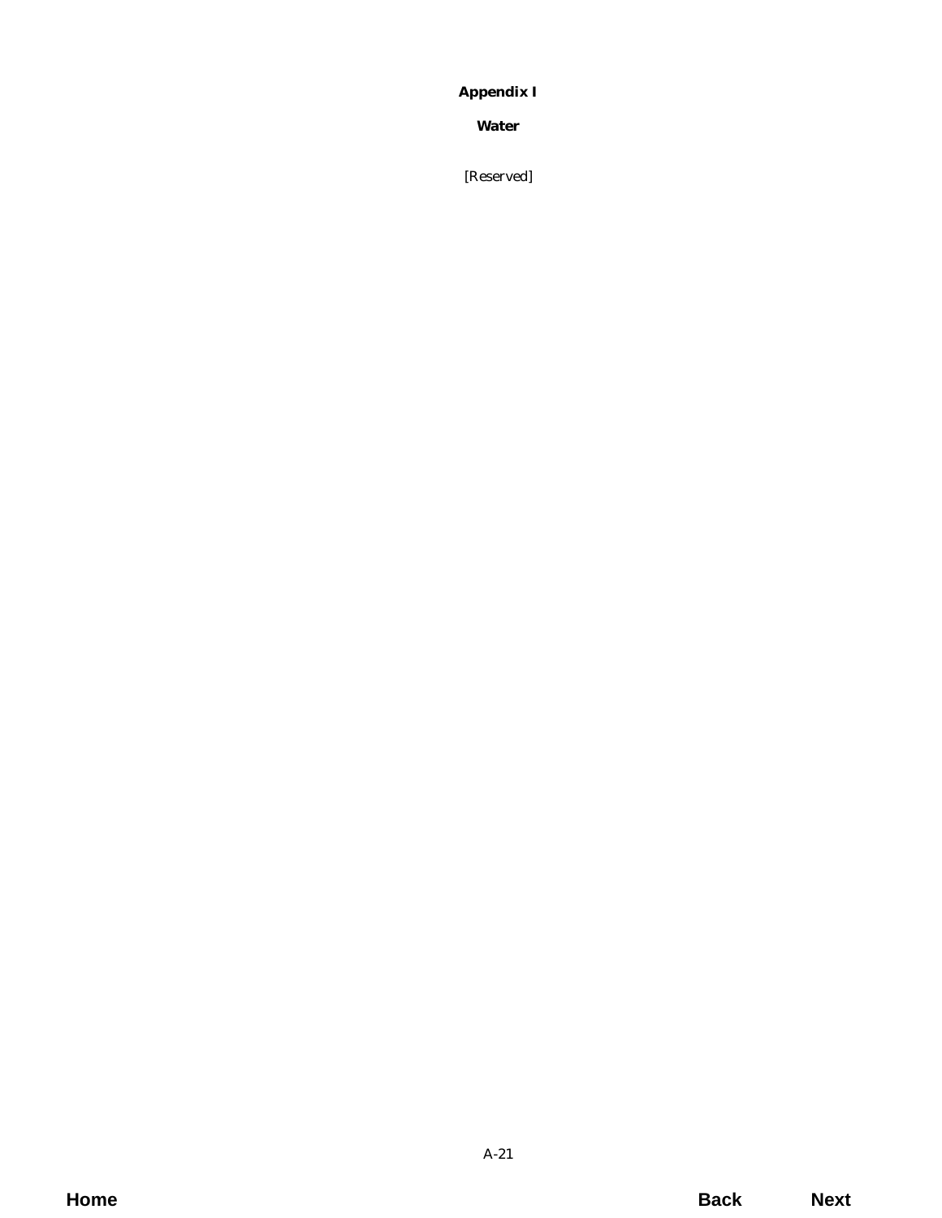# Appendix I

## Water

*[Reserved]*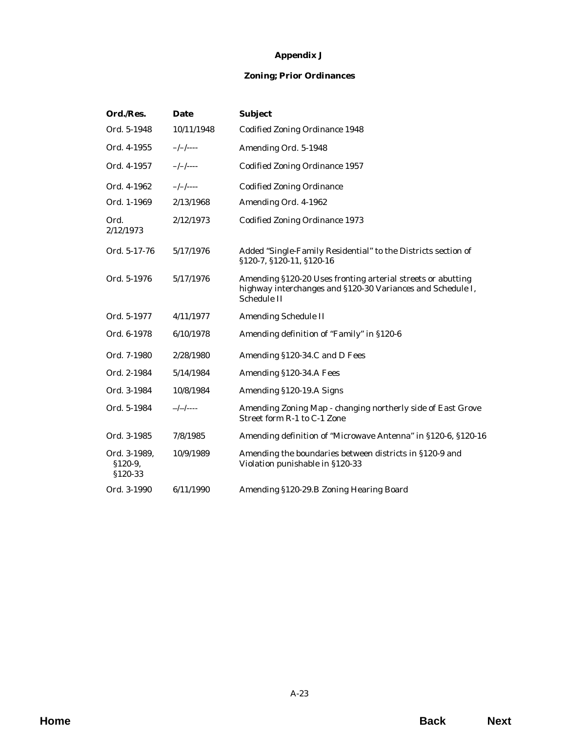**Appendix J**

**Zoning; Prior Ordinances**

| Ord./Res. | Date | Subject |
|---|---|---|
| Ord. 5-1948 | 10/11/1948 | Codified Zoning Ordinance 1948 |
| Ord. 4-1955 | –/–/---- | Amending Ord. 5-1948 |
| Ord. 4-1957 | –/–/---- | Codified Zoning Ordinance 1957 |
| Ord. 4-1962 | –/–/---- | Codified Zoning Ordinance |
| Ord. 1-1969 | 2/13/1968 | Amending Ord. 4-1962 |
| Ord. 2/12/1973 | 2/12/1973 | Codified Zoning Ordinance 1973 |
| Ord. 5-17-76 | 5/17/1976 | Added "Single-Family Residential" to the Districts section of §120-7, §120-11, §120-16 |
| Ord. 5-1976 | 5/17/1976 | Amending §120-20 Uses fronting arterial streets or abutting highway interchanges and §120-30 Variances and Schedule I, Schedule II |
| Ord. 5-1977 | 4/11/1977 | Amending Schedule II |
| Ord. 6-1978 | 6/10/1978 | Amending definition of "Family" in §120-6 |
| Ord. 7-1980 | 2/28/1980 | Amending §120-34.C and D Fees |
| Ord. 2-1984 | 5/14/1984 | Amending §120-34.A Fees |
| Ord. 3-1984 | 10/8/1984 | Amending §120-19.A Signs |
| Ord. 5-1984 | –/–/---- | Amending Zoning Map - changing northerly side of East Grove Street form R-1 to C-1 Zone |
| Ord. 3-1985 | 7/8/1985 | Amending definition of "Microwave Antenna" in §120-6, §120-16 |
| Ord. 3-1989, §120-9, §120-33 | 10/9/1989 | Amending the boundaries between districts in §120-9 and Violation punishable in §120-33 |
| Ord. 3-1990 | 6/11/1990 | Amending §120-29.B Zoning Hearing Board |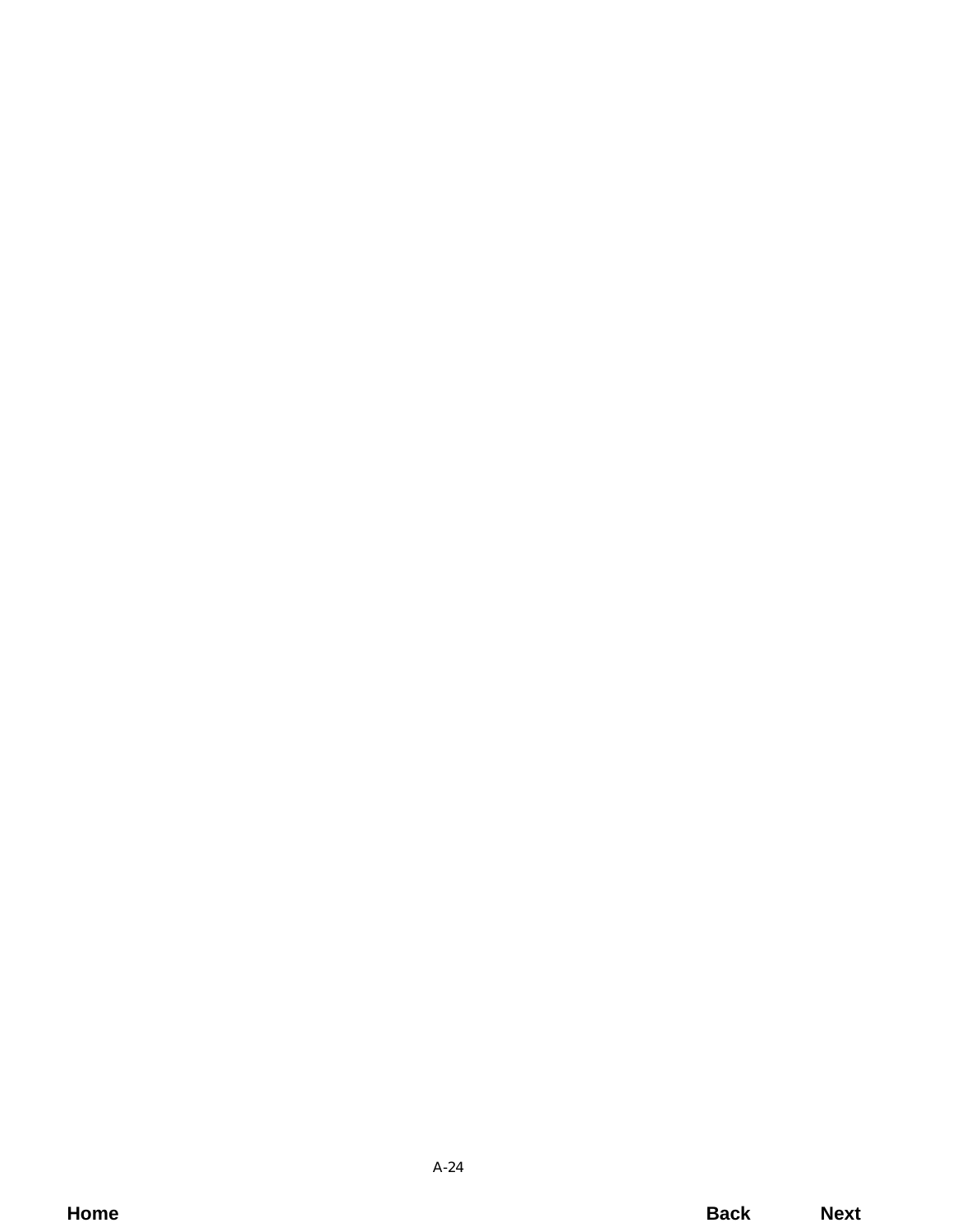Home Back Next